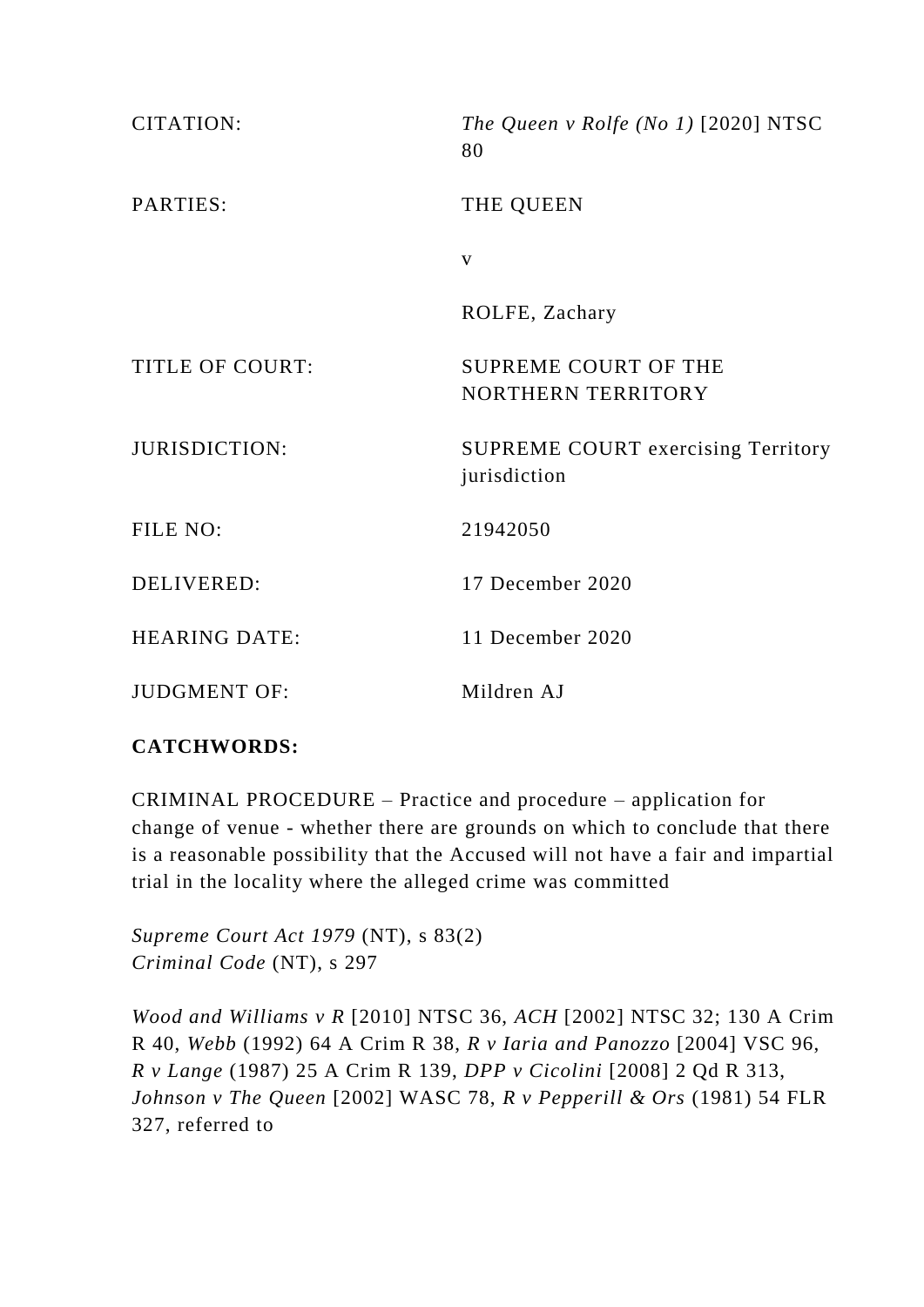| | |
|---|---|
| CITATION: | *The Queen v Rolfe (No 1)* [2020] NTSC 80 |
| PARTIES: | THE QUEEN<br><br>v<br><br>ROLFE, Zachary |
| TITLE OF COURT: | SUPREME COURT OF THE NORTHERN TERRITORY |
| JURISDICTION: | SUPREME COURT exercising Territory jurisdiction |
| FILE NO: | 21942050 |
| DELIVERED: | 17 December 2020 |
| HEARING DATE: | 11 December 2020 |
| JUDGMENT OF: | Mildren AJ |

**CATCHWORDS:**

CRIMINAL PROCEDURE – Practice and procedure – application for change of venue - whether there are grounds on which to conclude that there is a reasonable possibility that the Accused will not have a fair and impartial trial in the locality where the alleged crime was committed

*Supreme Court Act 1979* (NT), s 83(2)
*Criminal Code* (NT), s 297

*Wood and Williams v R* [2010] NTSC 36, *ACH* [2002] NTSC 32; 130 A Crim R 40, *Webb* (1992) 64 A Crim R 38, *R v Iaria and Panozzo* [2004] VSC 96, *R v Lange* (1987) 25 A Crim R 139, *DPP v Cicolini* [2008] 2 Qd R 313, *Johnson v The Queen* [2002] WASC 78, *R v Pepperill & Ors* (1981) 54 FLR 327, referred to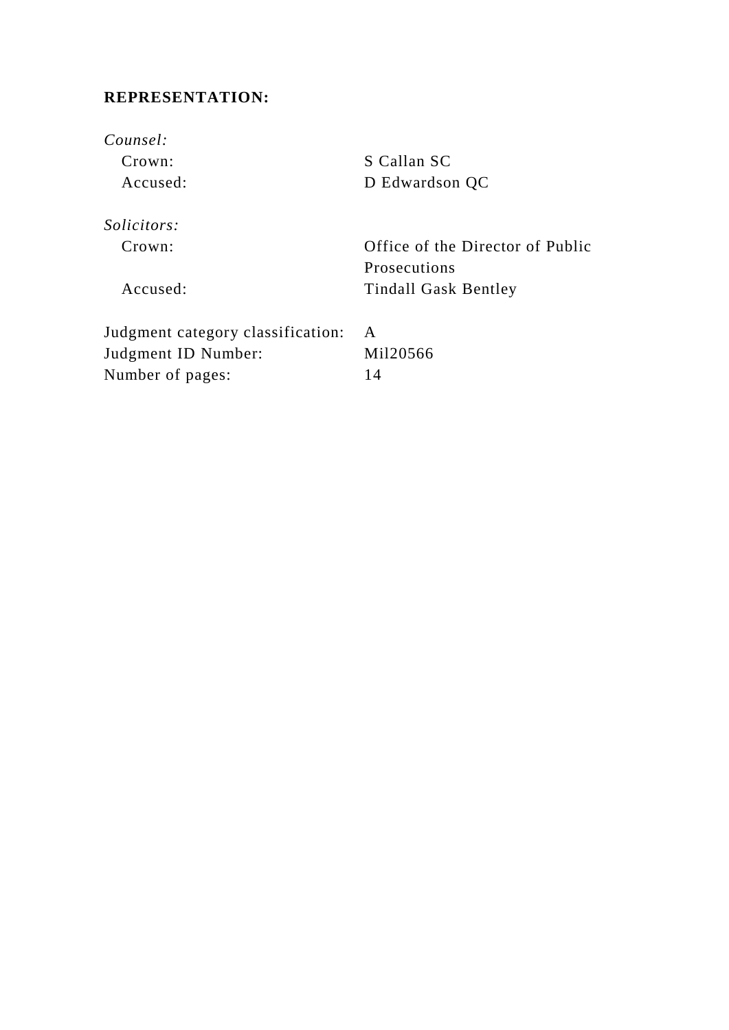**REPRESENTATION:**

*Counsel:*

| | |
|---|---|
| Crown: | S Callan SC |
| Accused: | D Edwardson QC |

*Solicitors:*

| | |
|---|---|
| Crown: | Office of the Director of Public Prosecutions |
| Accused: | Tindall Gask Bentley |

| | |
|---|---|
| Judgment category classification: | A |
| Judgment ID Number: | Mil20566 |
| Number of pages: | 14 |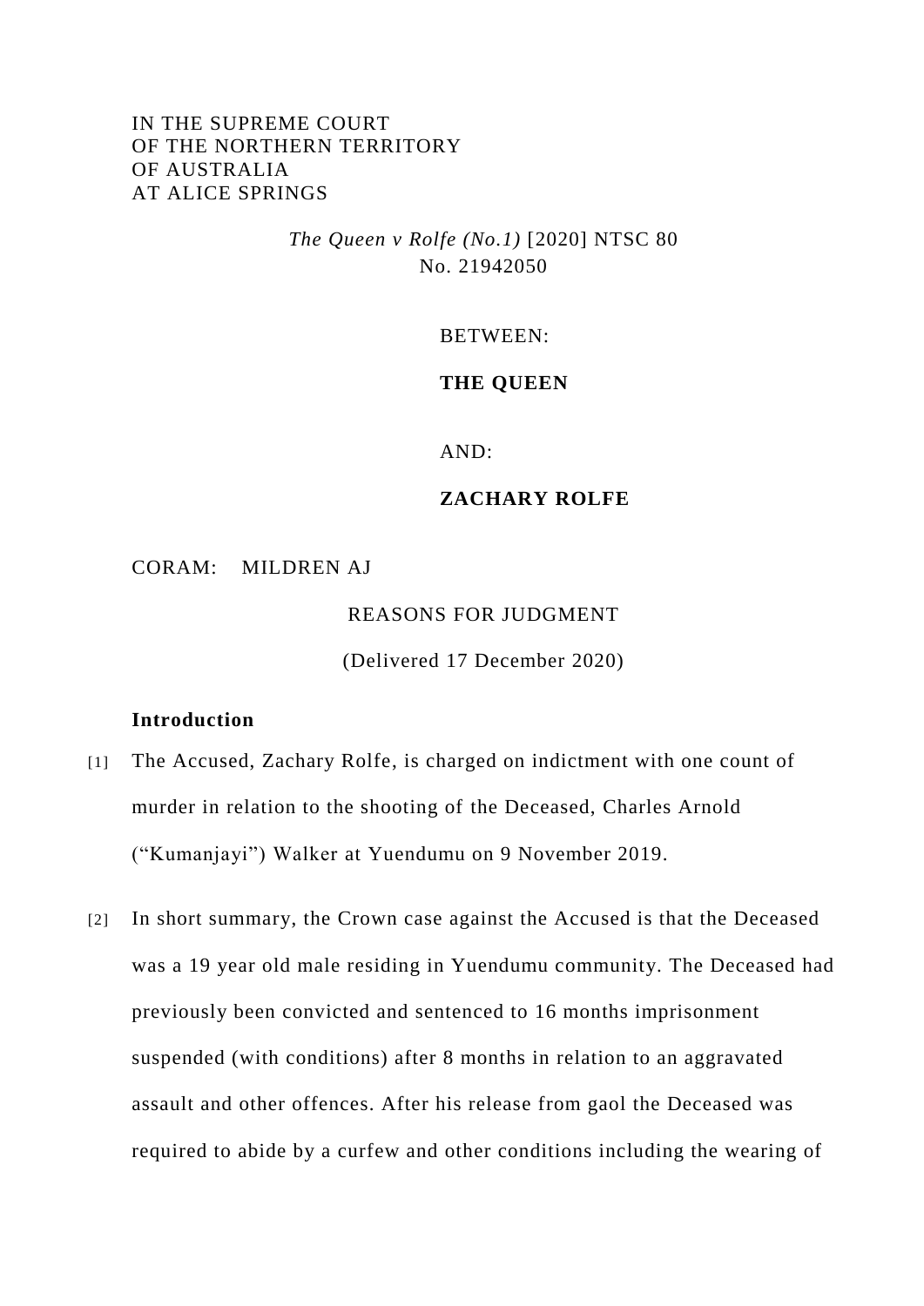IN THE SUPREME COURT
OF THE NORTHERN TERRITORY
OF AUSTRALIA
AT ALICE SPRINGS

*The Queen v Rolfe (No.1)* [2020] NTSC 80
No. 21942050

BETWEEN:

**THE QUEEN**

AND:

**ZACHARY ROLFE**

CORAM: MILDREN AJ

REASONS FOR JUDGMENT

(Delivered 17 December 2020)

**Introduction**

[1] The Accused, Zachary Rolfe, is charged on indictment with one count of murder in relation to the shooting of the Deceased, Charles Arnold ("Kumanjayi") Walker at Yuendumu on 9 November 2019.

[2] In short summary, the Crown case against the Accused is that the Deceased was a 19 year old male residing in Yuendumu community. The Deceased had previously been convicted and sentenced to 16 months imprisonment suspended (with conditions) after 8 months in relation to an aggravated assault and other offences. After his release from gaol the Deceased was required to abide by a curfew and other conditions including the wearing of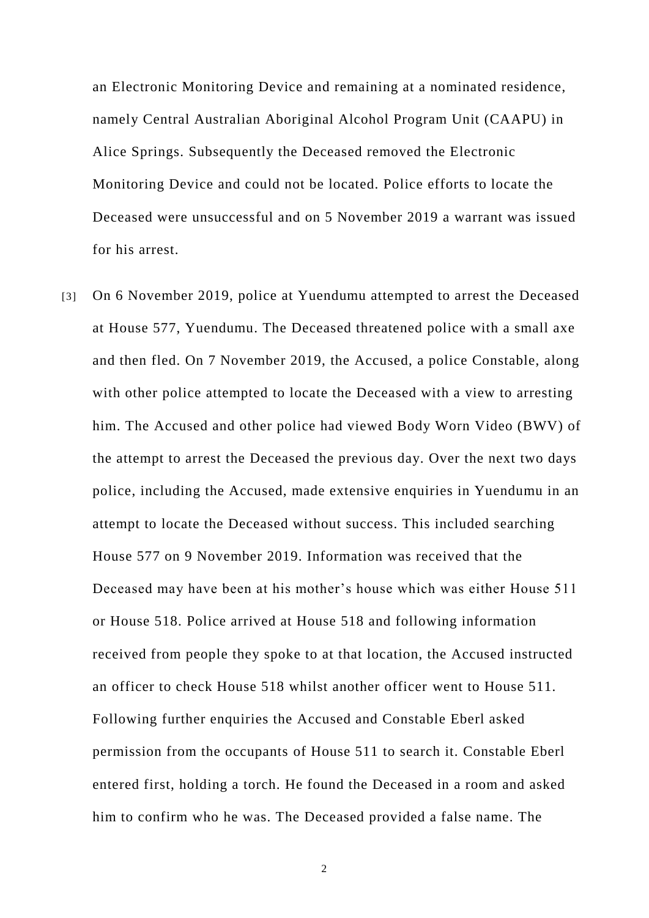an Electronic Monitoring Device and remaining at a nominated residence, namely Central Australian Aboriginal Alcohol Program Unit (CAAPU) in Alice Springs. Subsequently the Deceased removed the Electronic Monitoring Device and could not be located. Police efforts to locate the Deceased were unsuccessful and on 5 November 2019 a warrant was issued for his arrest.

[3] On 6 November 2019, police at Yuendumu attempted to arrest the Deceased at House 577, Yuendumu. The Deceased threatened police with a small axe and then fled. On 7 November 2019, the Accused, a police Constable, along with other police attempted to locate the Deceased with a view to arresting him. The Accused and other police had viewed Body Worn Video (BWV) of the attempt to arrest the Deceased the previous day. Over the next two days police, including the Accused, made extensive enquiries in Yuendumu in an attempt to locate the Deceased without success. This included searching House 577 on 9 November 2019. Information was received that the Deceased may have been at his mother's house which was either House 511 or House 518. Police arrived at House 518 and following information received from people they spoke to at that location, the Accused instructed an officer to check House 518 whilst another officer went to House 511. Following further enquiries the Accused and Constable Eberl asked permission from the occupants of House 511 to search it. Constable Eberl entered first, holding a torch. He found the Deceased in a room and asked him to confirm who he was. The Deceased provided a false name. The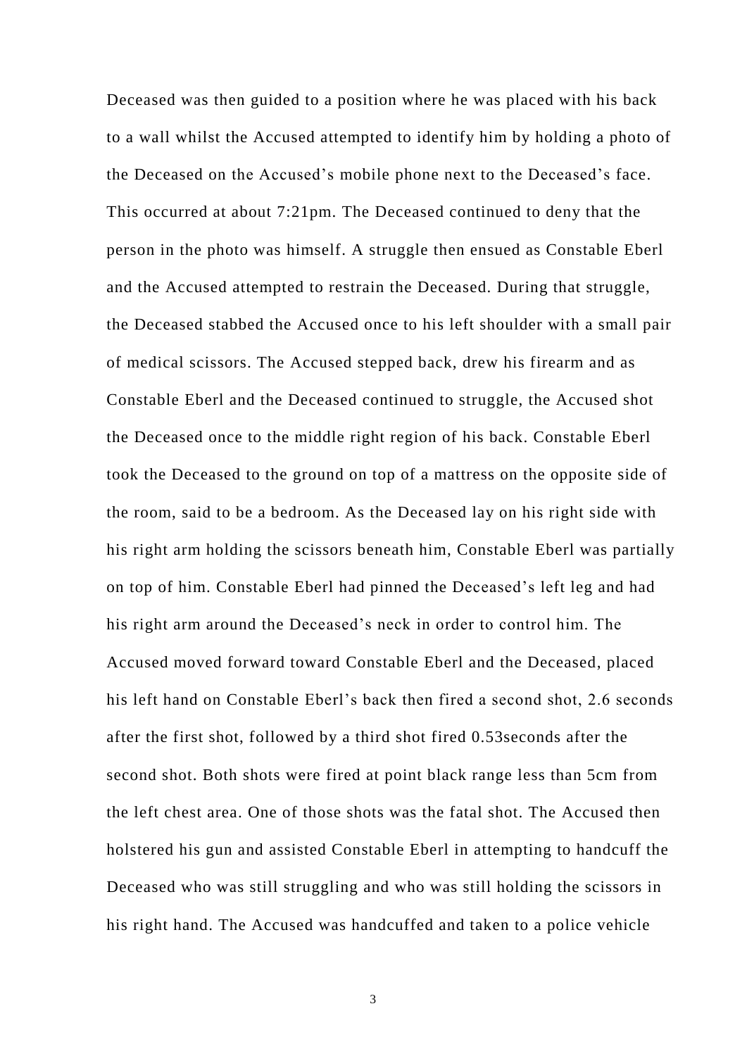Deceased was then guided to a position where he was placed with his back to a wall whilst the Accused attempted to identify him by holding a photo of the Deceased on the Accused's mobile phone next to the Deceased's face. This occurred at about 7:21pm. The Deceased continued to deny that the person in the photo was himself. A struggle then ensued as Constable Eberl and the Accused attempted to restrain the Deceased. During that struggle, the Deceased stabbed the Accused once to his left shoulder with a small pair of medical scissors. The Accused stepped back, drew his firearm and as Constable Eberl and the Deceased continued to struggle, the Accused shot the Deceased once to the middle right region of his back. Constable Eberl took the Deceased to the ground on top of a mattress on the opposite side of the room, said to be a bedroom. As the Deceased lay on his right side with his right arm holding the scissors beneath him, Constable Eberl was partially on top of him. Constable Eberl had pinned the Deceased's left leg and had his right arm around the Deceased's neck in order to control him. The Accused moved forward toward Constable Eberl and the Deceased, placed his left hand on Constable Eberl's back then fired a second shot, 2.6 seconds after the first shot, followed by a third shot fired 0.53seconds after the second shot. Both shots were fired at point black range less than 5cm from the left chest area. One of those shots was the fatal shot. The Accused then holstered his gun and assisted Constable Eberl in attempting to handcuff the Deceased who was still struggling and who was still holding the scissors in his right hand. The Accused was handcuffed and taken to a police vehicle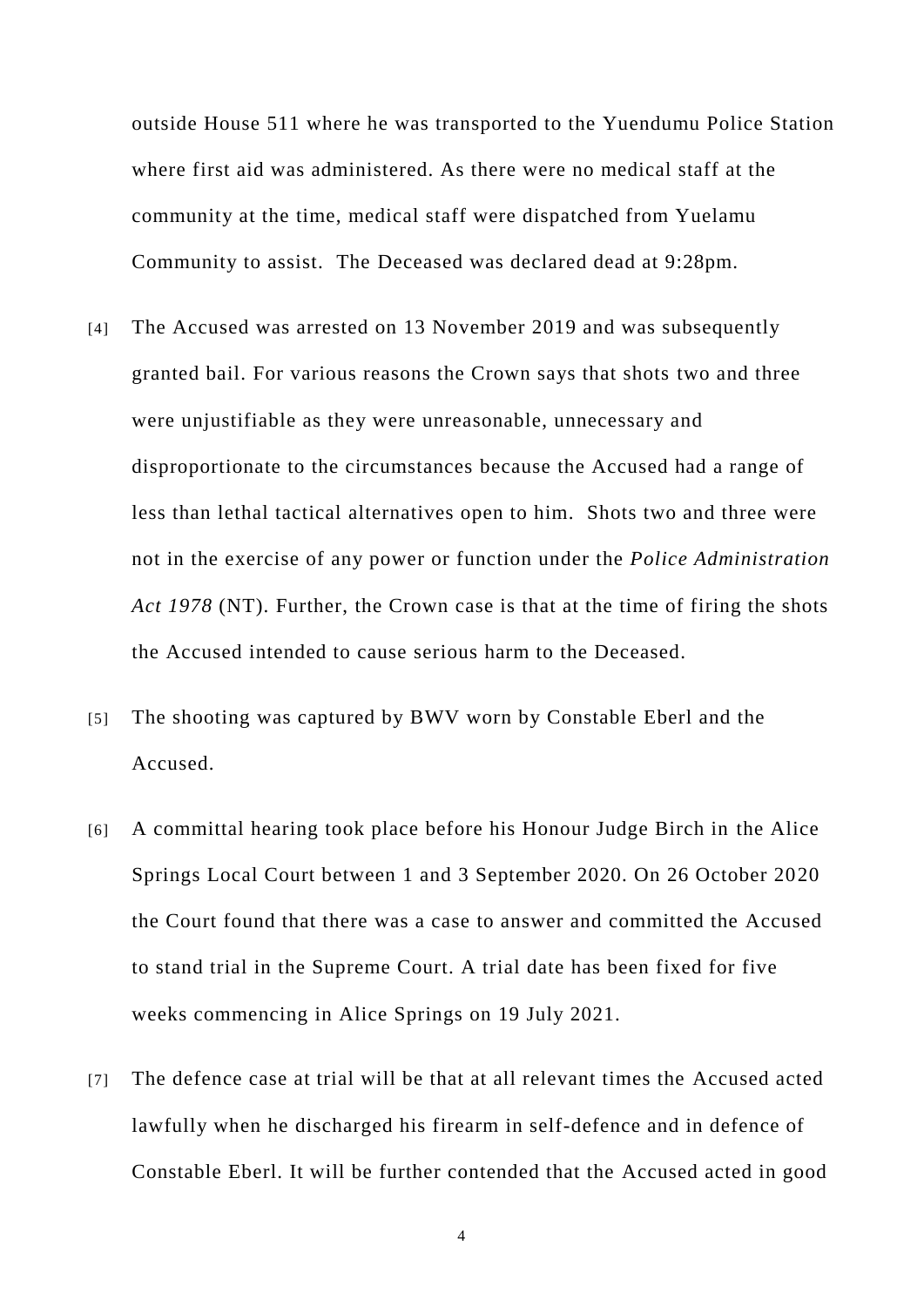outside House 511 where he was transported to the Yuendumu Police Station where first aid was administered. As there were no medical staff at the community at the time, medical staff were dispatched from Yuelamu Community to assist. The Deceased was declared dead at 9:28pm.

[4] The Accused was arrested on 13 November 2019 and was subsequently granted bail. For various reasons the Crown says that shots two and three were unjustifiable as they were unreasonable, unnecessary and disproportionate to the circumstances because the Accused had a range of less than lethal tactical alternatives open to him. Shots two and three were not in the exercise of any power or function under the *Police Administration Act 1978* (NT). Further, the Crown case is that at the time of firing the shots the Accused intended to cause serious harm to the Deceased.

[5] The shooting was captured by BWV worn by Constable Eberl and the Accused.

[6] A committal hearing took place before his Honour Judge Birch in the Alice Springs Local Court between 1 and 3 September 2020. On 26 October 2020 the Court found that there was a case to answer and committed the Accused to stand trial in the Supreme Court. A trial date has been fixed for five weeks commencing in Alice Springs on 19 July 2021.

[7] The defence case at trial will be that at all relevant times the Accused acted lawfully when he discharged his firearm in self-defence and in defence of Constable Eberl. It will be further contended that the Accused acted in good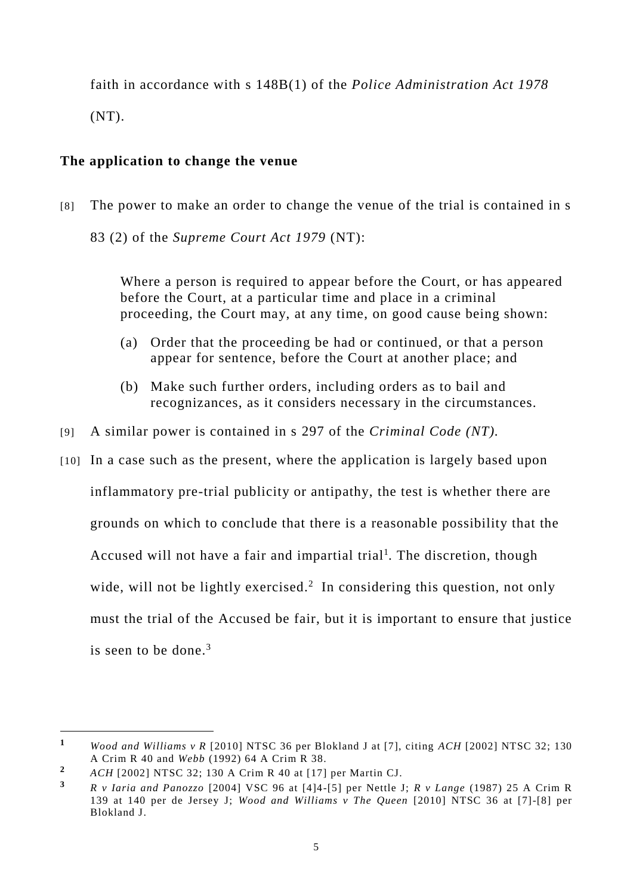faith in accordance with s 148B(1) of the *Police Administration Act 1978* (NT).

## The application to change the venue

[8] The power to make an order to change the venue of the trial is contained in s 83 (2) of the *Supreme Court Act 1979* (NT):

> Where a person is required to appear before the Court, or has appeared before the Court, at a particular time and place in a criminal proceeding, the Court may, at any time, on good cause being shown:
>
> (a) Order that the proceeding be had or continued, or that a person appear for sentence, before the Court at another place; and
>
> (b) Make such further orders, including orders as to bail and recognizances, as it considers necessary in the circumstances.

[9] A similar power is contained in s 297 of the *Criminal Code (NT).*

[10] In a case such as the present, where the application is largely based upon inflammatory pre-trial publicity or antipathy, the test is whether there are grounds on which to conclude that there is a reasonable possibility that the Accused will not have a fair and impartial trial[1]. The discretion, though wide, will not be lightly exercised.[2] In considering this question, not only must the trial of the Accused be fair, but it is important to ensure that justice is seen to be done.[3]

---

[1] *Wood and Williams v R* [2010] NTSC 36 per Blokland J at [7], citing *ACH* [2002] NTSC 32; 130 A Crim R 40 and *Webb* (1992) 64 A Crim R 38.

[2] *ACH* [2002] NTSC 32; 130 A Crim R 40 at [17] per Martin CJ.

[3] *R v Iaria and Panozzo* [2004] VSC 96 at [4]4-[5] per Nettle J; *R v Lange* (1987) 25 A Crim R 139 at 140 per de Jersey J; *Wood and Williams v The Queen* [2010] NTSC 36 at [7]-[8] per Blokland J.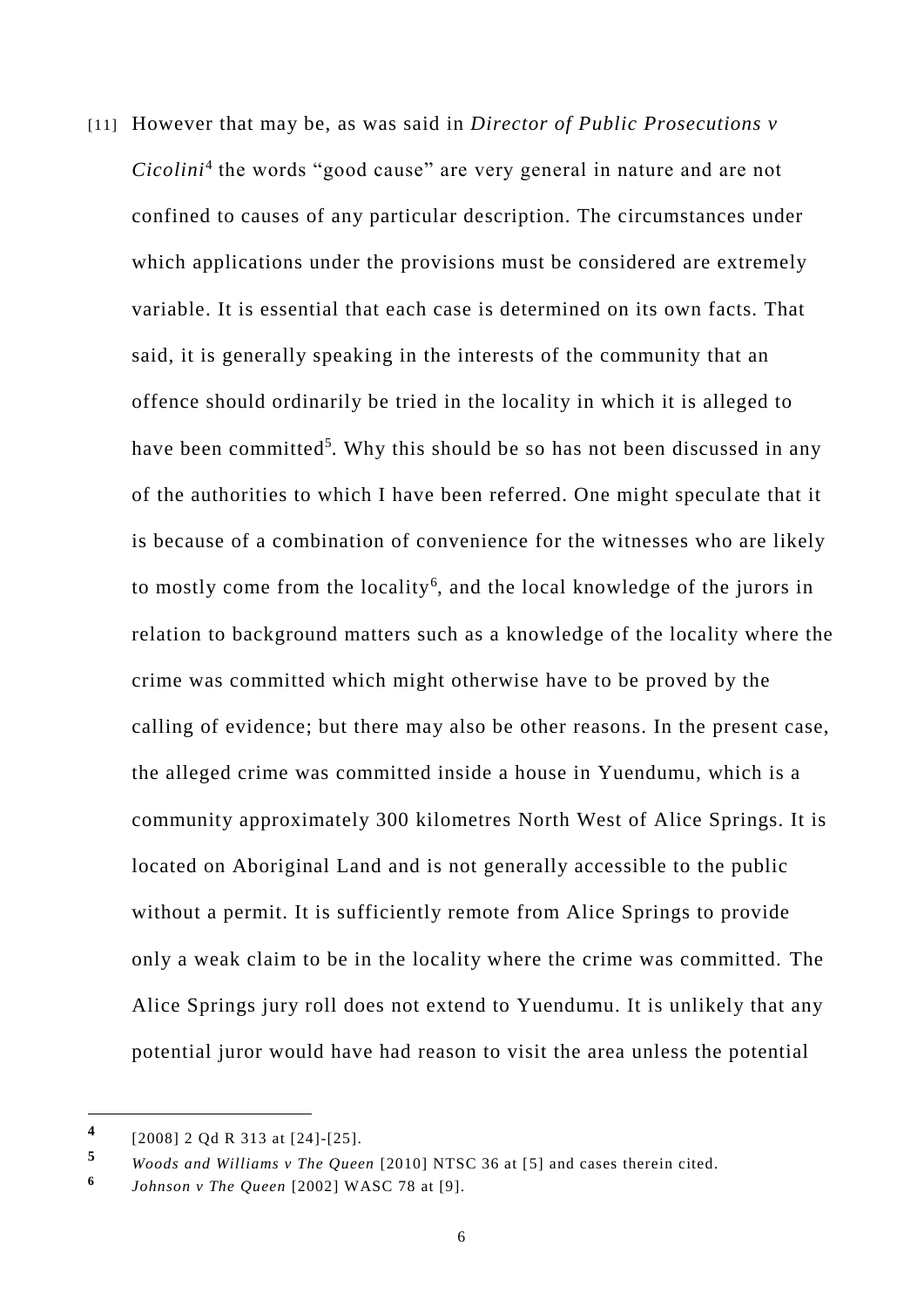[11] However that may be, as was said in *Director of Public Prosecutions v Cicolini*[4] the words "good cause" are very general in nature and are not confined to causes of any particular description. The circumstances under which applications under the provisions must be considered are extremely variable. It is essential that each case is determined on its own facts. That said, it is generally speaking in the interests of the community that an offence should ordinarily be tried in the locality in which it is alleged to have been committed[5]. Why this should be so has not been discussed in any of the authorities to which I have been referred. One might speculate that it is because of a combination of convenience for the witnesses who are likely to mostly come from the locality[6], and the local knowledge of the jurors in relation to background matters such as a knowledge of the locality where the crime was committed which might otherwise have to be proved by the calling of evidence; but there may also be other reasons. In the present case, the alleged crime was committed inside a house in Yuendumu, which is a community approximately 300 kilometres North West of Alice Springs. It is located on Aboriginal Land and is not generally accessible to the public without a permit. It is sufficiently remote from Alice Springs to provide only a weak claim to be in the locality where the crime was committed. The Alice Springs jury roll does not extend to Yuendumu. It is unlikely that any potential juror would have had reason to visit the area unless the potential

---

[4] [2008] 2 Qd R 313 at [24]-[25].

[5] *Woods and Williams v The Queen* [2010] NTSC 36 at [5] and cases therein cited.

[6] *Johnson v The Queen* [2002] WASC 78 at [9].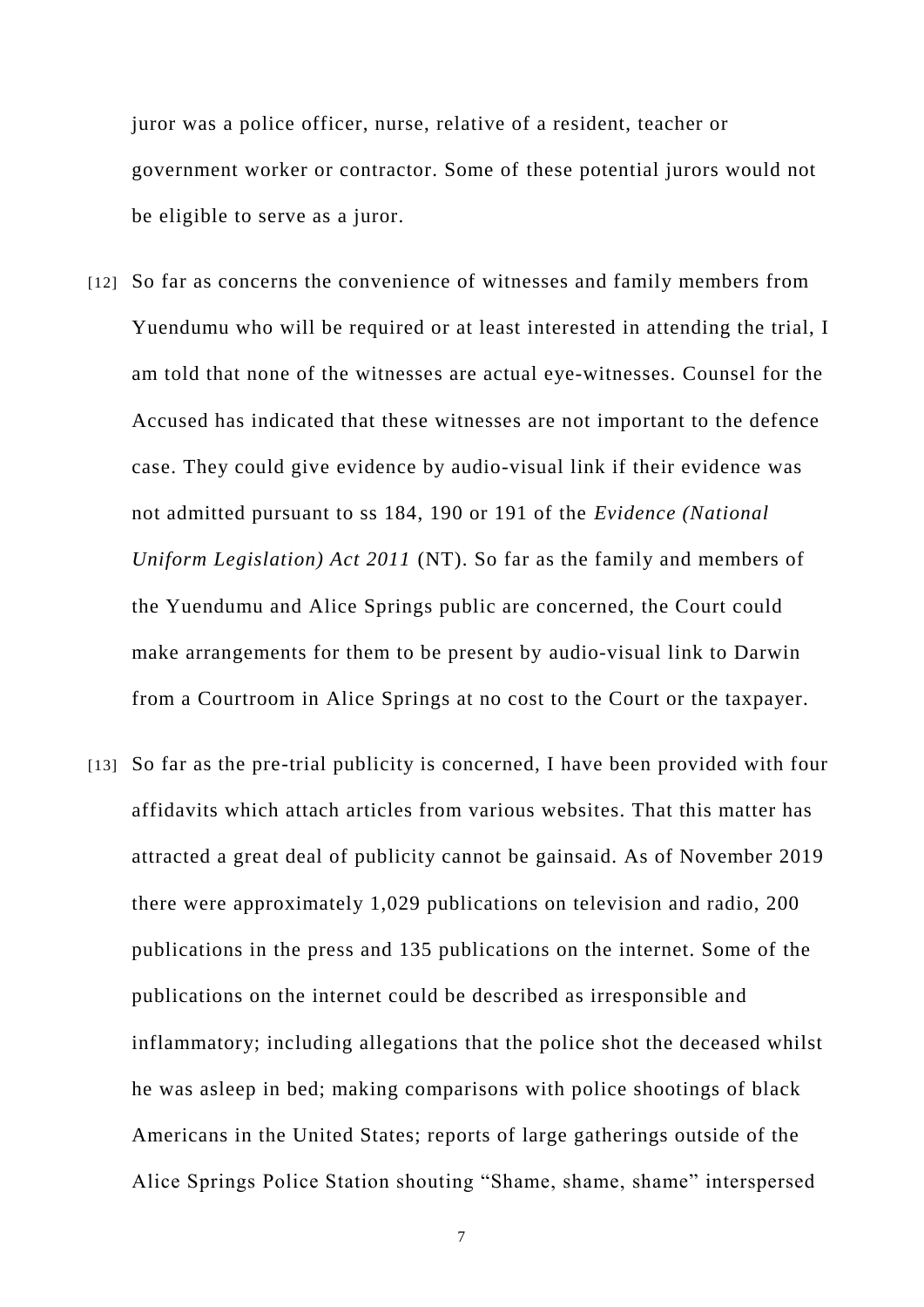juror was a police officer, nurse, relative of a resident, teacher or government worker or contractor. Some of these potential jurors would not be eligible to serve as a juror.

[12] So far as concerns the convenience of witnesses and family members from Yuendumu who will be required or at least interested in attending the trial, I am told that none of the witnesses are actual eye-witnesses. Counsel for the Accused has indicated that these witnesses are not important to the defence case. They could give evidence by audio-visual link if their evidence was not admitted pursuant to ss 184, 190 or 191 of the *Evidence (National Uniform Legislation) Act 2011* (NT). So far as the family and members of the Yuendumu and Alice Springs public are concerned, the Court could make arrangements for them to be present by audio-visual link to Darwin from a Courtroom in Alice Springs at no cost to the Court or the taxpayer.

[13] So far as the pre-trial publicity is concerned, I have been provided with four affidavits which attach articles from various websites. That this matter has attracted a great deal of publicity cannot be gainsaid. As of November 2019 there were approximately 1,029 publications on television and radio, 200 publications in the press and 135 publications on the internet. Some of the publications on the internet could be described as irresponsible and inflammatory; including allegations that the police shot the deceased whilst he was asleep in bed; making comparisons with police shootings of black Americans in the United States; reports of large gatherings outside of the Alice Springs Police Station shouting "Shame, shame, shame" interspersed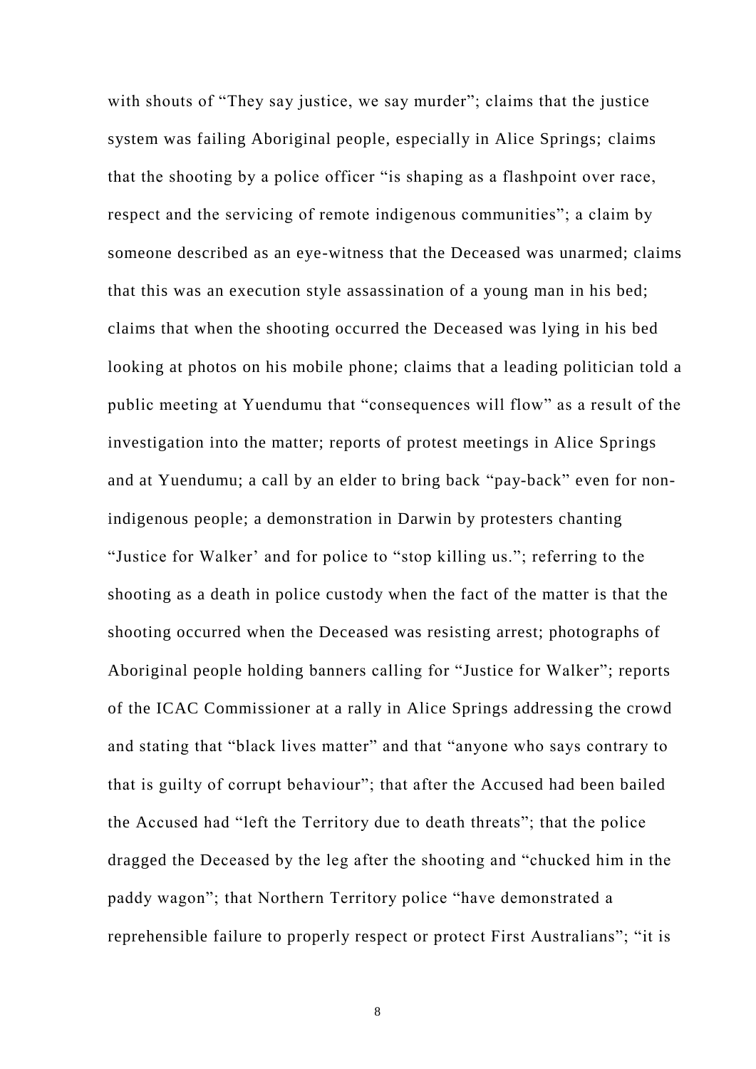with shouts of "They say justice, we say murder"; claims that the justice system was failing Aboriginal people, especially in Alice Springs; claims that the shooting by a police officer "is shaping as a flashpoint over race, respect and the servicing of remote indigenous communities"; a claim by someone described as an eye-witness that the Deceased was unarmed; claims that this was an execution style assassination of a young man in his bed; claims that when the shooting occurred the Deceased was lying in his bed looking at photos on his mobile phone; claims that a leading politician told a public meeting at Yuendumu that "consequences will flow" as a result of the investigation into the matter; reports of protest meetings in Alice Springs and at Yuendumu; a call by an elder to bring back "pay-back" even for non-indigenous people; a demonstration in Darwin by protesters chanting "Justice for Walker' and for police to "stop killing us."; referring to the shooting as a death in police custody when the fact of the matter is that the shooting occurred when the Deceased was resisting arrest; photographs of Aboriginal people holding banners calling for "Justice for Walker"; reports of the ICAC Commissioner at a rally in Alice Springs addressing the crowd and stating that "black lives matter" and that "anyone who says contrary to that is guilty of corrupt behaviour"; that after the Accused had been bailed the Accused had "left the Territory due to death threats"; that the police dragged the Deceased by the leg after the shooting and "chucked him in the paddy wagon"; that Northern Territory police "have demonstrated a reprehensible failure to properly respect or protect First Australians"; "it is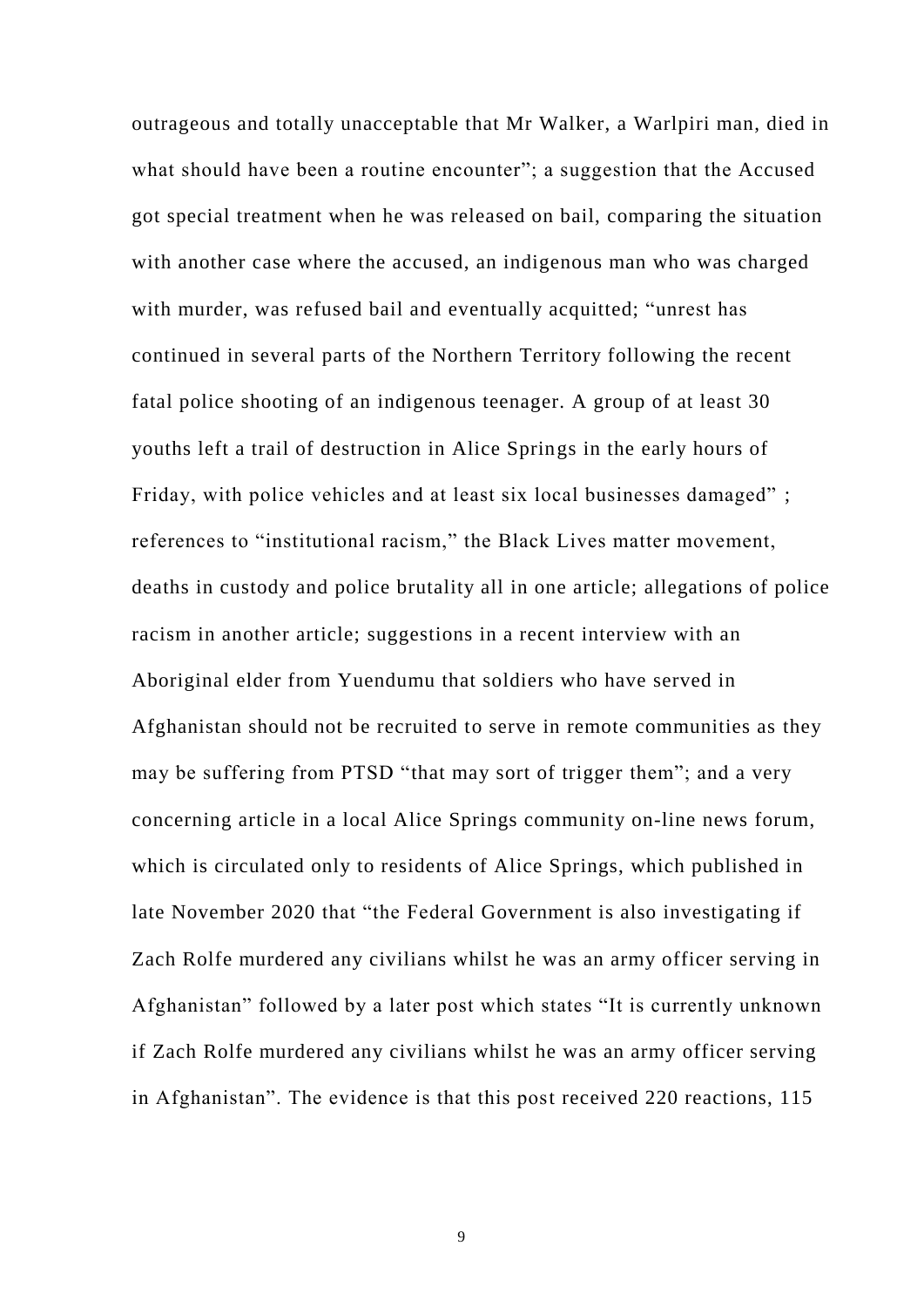outrageous and totally unacceptable that Mr Walker, a Warlpiri man, died in what should have been a routine encounter"; a suggestion that the Accused got special treatment when he was released on bail, comparing the situation with another case where the accused, an indigenous man who was charged with murder, was refused bail and eventually acquitted; "unrest has continued in several parts of the Northern Territory following the recent fatal police shooting of an indigenous teenager. A group of at least 30 youths left a trail of destruction in Alice Springs in the early hours of Friday, with police vehicles and at least six local businesses damaged" ; references to "institutional racism," the Black Lives matter movement, deaths in custody and police brutality all in one article; allegations of police racism in another article; suggestions in a recent interview with an Aboriginal elder from Yuendumu that soldiers who have served in Afghanistan should not be recruited to serve in remote communities as they may be suffering from PTSD "that may sort of trigger them"; and a very concerning article in a local Alice Springs community on-line news forum, which is circulated only to residents of Alice Springs, which published in late November 2020 that "the Federal Government is also investigating if Zach Rolfe murdered any civilians whilst he was an army officer serving in Afghanistan" followed by a later post which states "It is currently unknown if Zach Rolfe murdered any civilians whilst he was an army officer serving in Afghanistan". The evidence is that this post received 220 reactions, 115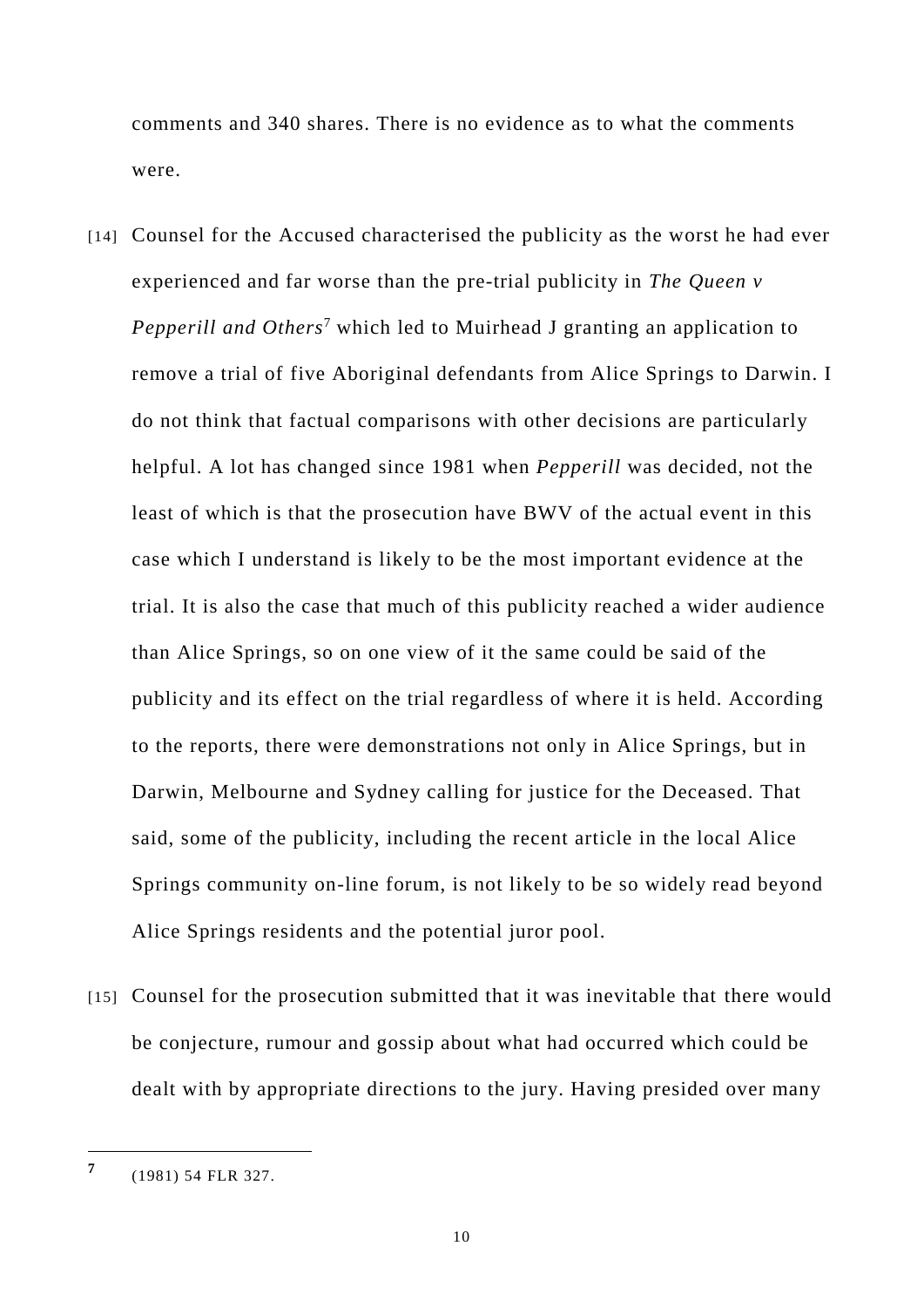comments and 340 shares. There is no evidence as to what the comments were.

[14] Counsel for the Accused characterised the publicity as the worst he had ever experienced and far worse than the pre-trial publicity in *The Queen v Pepperill and Others*[7] which led to Muirhead J granting an application to remove a trial of five Aboriginal defendants from Alice Springs to Darwin. I do not think that factual comparisons with other decisions are particularly helpful. A lot has changed since 1981 when *Pepperill* was decided, not the least of which is that the prosecution have BWV of the actual event in this case which I understand is likely to be the most important evidence at the trial. It is also the case that much of this publicity reached a wider audience than Alice Springs, so on one view of it the same could be said of the publicity and its effect on the trial regardless of where it is held. According to the reports, there were demonstrations not only in Alice Springs, but in Darwin, Melbourne and Sydney calling for justice for the Deceased. That said, some of the publicity, including the recent article in the local Alice Springs community on-line forum, is not likely to be so widely read beyond Alice Springs residents and the potential juror pool.

[15] Counsel for the prosecution submitted that it was inevitable that there would be conjecture, rumour and gossip about what had occurred which could be dealt with by appropriate directions to the jury. Having presided over many

---

[7] (1981) 54 FLR 327.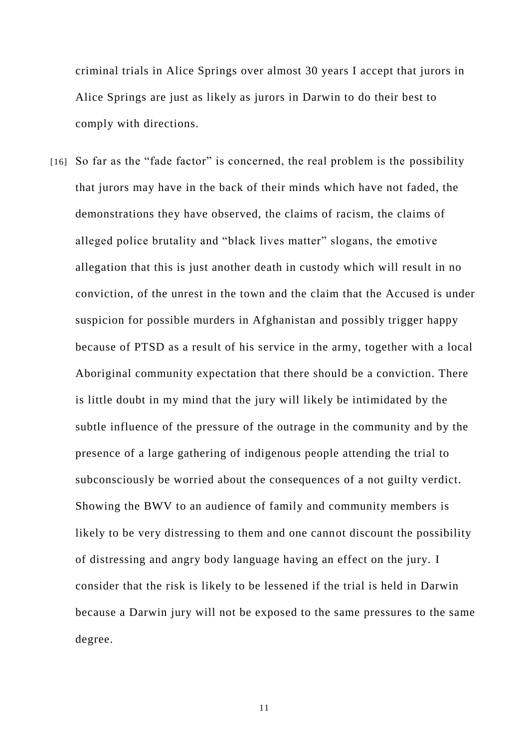criminal trials in Alice Springs over almost 30 years I accept that jurors in Alice Springs are just as likely as jurors in Darwin to do their best to comply with directions.

[16] So far as the "fade factor" is concerned, the real problem is the possibility that jurors may have in the back of their minds which have not faded, the demonstrations they have observed, the claims of racism, the claims of alleged police brutality and "black lives matter" slogans, the emotive allegation that this is just another death in custody which will result in no conviction, of the unrest in the town and the claim that the Accused is under suspicion for possible murders in Afghanistan and possibly trigger happy because of PTSD as a result of his service in the army, together with a local Aboriginal community expectation that there should be a conviction. There is little doubt in my mind that the jury will likely be intimidated by the subtle influence of the pressure of the outrage in the community and by the presence of a large gathering of indigenous people attending the trial to subconsciously be worried about the consequences of a not guilty verdict. Showing the BWV to an audience of family and community members is likely to be very distressing to them and one cannot discount the possibility of distressing and angry body language having an effect on the jury. I consider that the risk is likely to be lessened if the trial is held in Darwin because a Darwin jury will not be exposed to the same pressures to the same degree.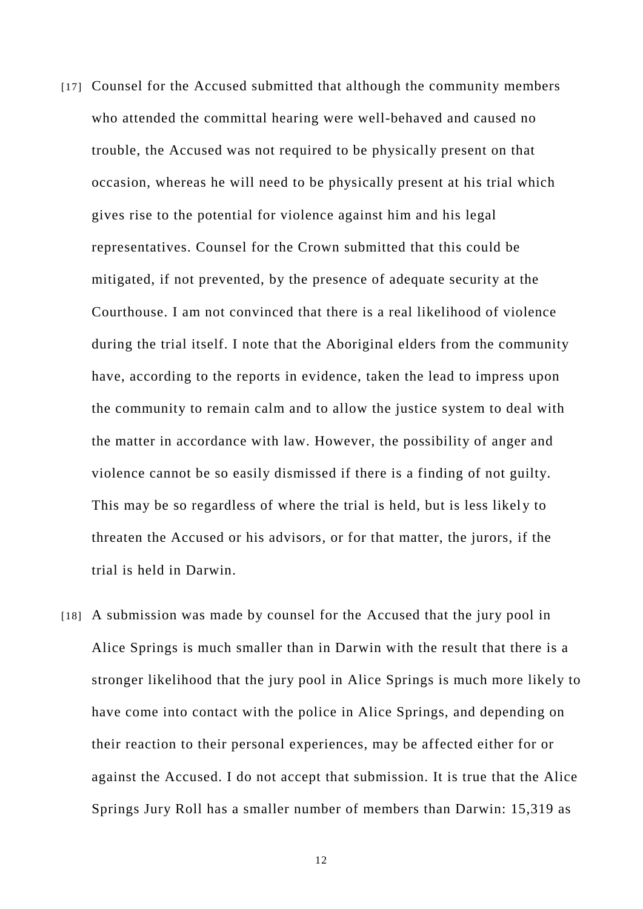[17] Counsel for the Accused submitted that although the community members who attended the committal hearing were well-behaved and caused no trouble, the Accused was not required to be physically present on that occasion, whereas he will need to be physically present at his trial which gives rise to the potential for violence against him and his legal representatives. Counsel for the Crown submitted that this could be mitigated, if not prevented, by the presence of adequate security at the Courthouse. I am not convinced that there is a real likelihood of violence during the trial itself. I note that the Aboriginal elders from the community have, according to the reports in evidence, taken the lead to impress upon the community to remain calm and to allow the justice system to deal with the matter in accordance with law. However, the possibility of anger and violence cannot be so easily dismissed if there is a finding of not guilty. This may be so regardless of where the trial is held, but is less likely to threaten the Accused or his advisors, or for that matter, the jurors, if the trial is held in Darwin.

[18] A submission was made by counsel for the Accused that the jury pool in Alice Springs is much smaller than in Darwin with the result that there is a stronger likelihood that the jury pool in Alice Springs is much more likely to have come into contact with the police in Alice Springs, and depending on their reaction to their personal experiences, may be affected either for or against the Accused. I do not accept that submission. It is true that the Alice Springs Jury Roll has a smaller number of members than Darwin: 15,319 as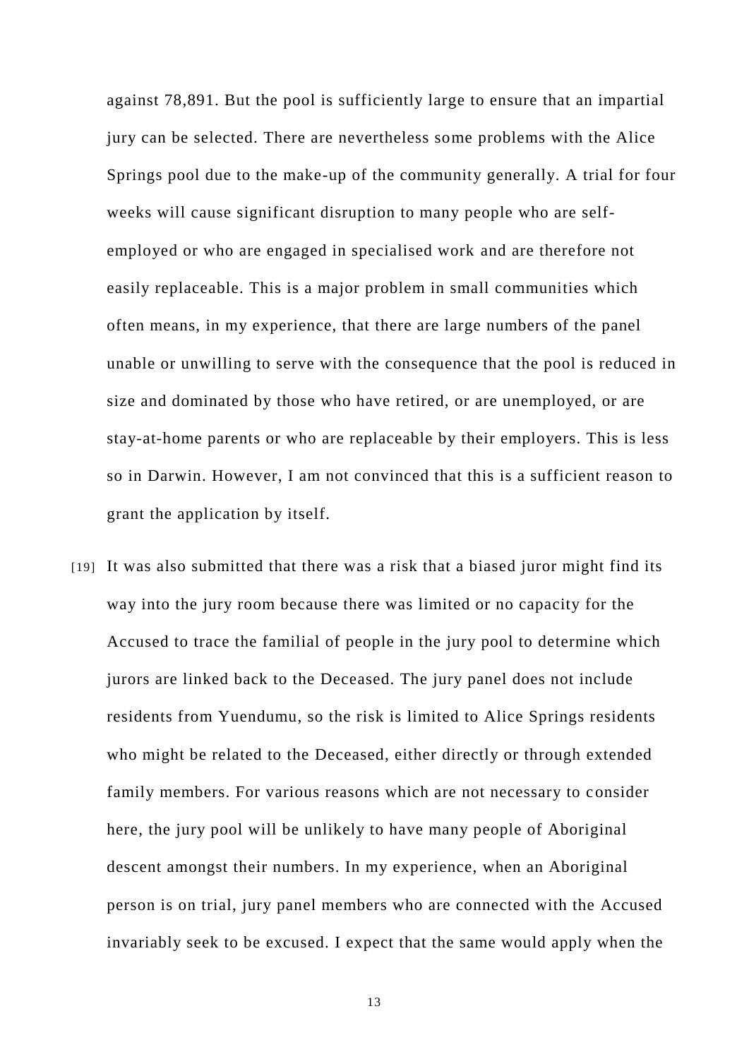against 78,891. But the pool is sufficiently large to ensure that an impartial jury can be selected. There are nevertheless some problems with the Alice Springs pool due to the make-up of the community generally. A trial for four weeks will cause significant disruption to many people who are self-employed or who are engaged in specialised work and are therefore not easily replaceable. This is a major problem in small communities which often means, in my experience, that there are large numbers of the panel unable or unwilling to serve with the consequence that the pool is reduced in size and dominated by those who have retired, or are unemployed, or are stay-at-home parents or who are replaceable by their employers. This is less so in Darwin. However, I am not convinced that this is a sufficient reason to grant the application by itself.

[19] It was also submitted that there was a risk that a biased juror might find its way into the jury room because there was limited or no capacity for the Accused to trace the familial of people in the jury pool to determine which jurors are linked back to the Deceased. The jury panel does not include residents from Yuendumu, so the risk is limited to Alice Springs residents who might be related to the Deceased, either directly or through extended family members. For various reasons which are not necessary to consider here, the jury pool will be unlikely to have many people of Aboriginal descent amongst their numbers. In my experience, when an Aboriginal person is on trial, jury panel members who are connected with the Accused invariably seek to be excused. I expect that the same would apply when the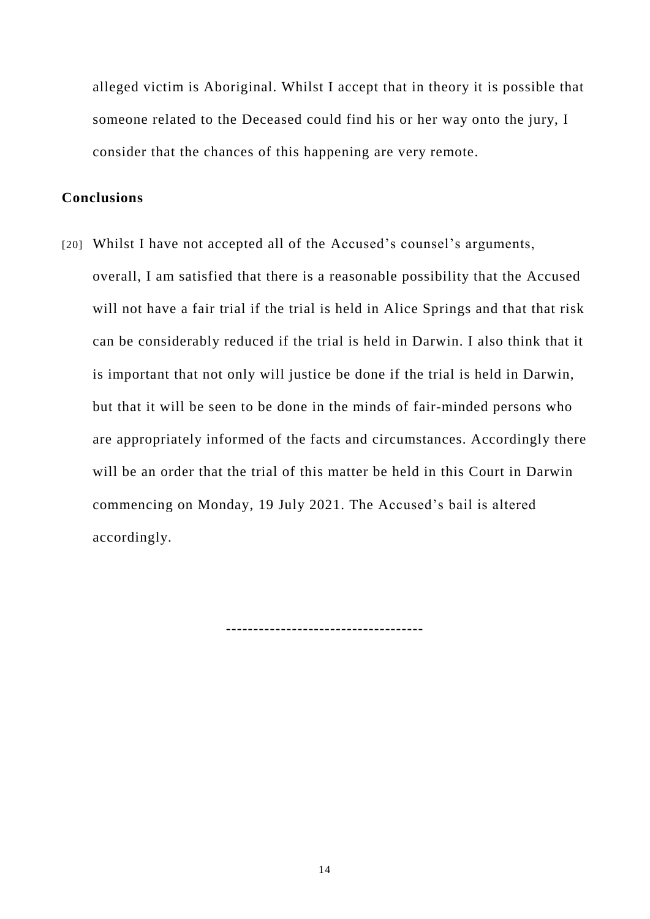alleged victim is Aboriginal. Whilst I accept that in theory it is possible that someone related to the Deceased could find his or her way onto the jury, I consider that the chances of this happening are very remote.

**Conclusions**

[20] Whilst I have not accepted all of the Accused's counsel's arguments, overall, I am satisfied that there is a reasonable possibility that the Accused will not have a fair trial if the trial is held in Alice Springs and that that risk can be considerably reduced if the trial is held in Darwin. I also think that it is important that not only will justice be done if the trial is held in Darwin, but that it will be seen to be done in the minds of fair-minded persons who are appropriately informed of the facts and circumstances. Accordingly there will be an order that the trial of this matter be held in this Court in Darwin commencing on Monday, 19 July 2021. The Accused's bail is altered accordingly.

------------------------------------